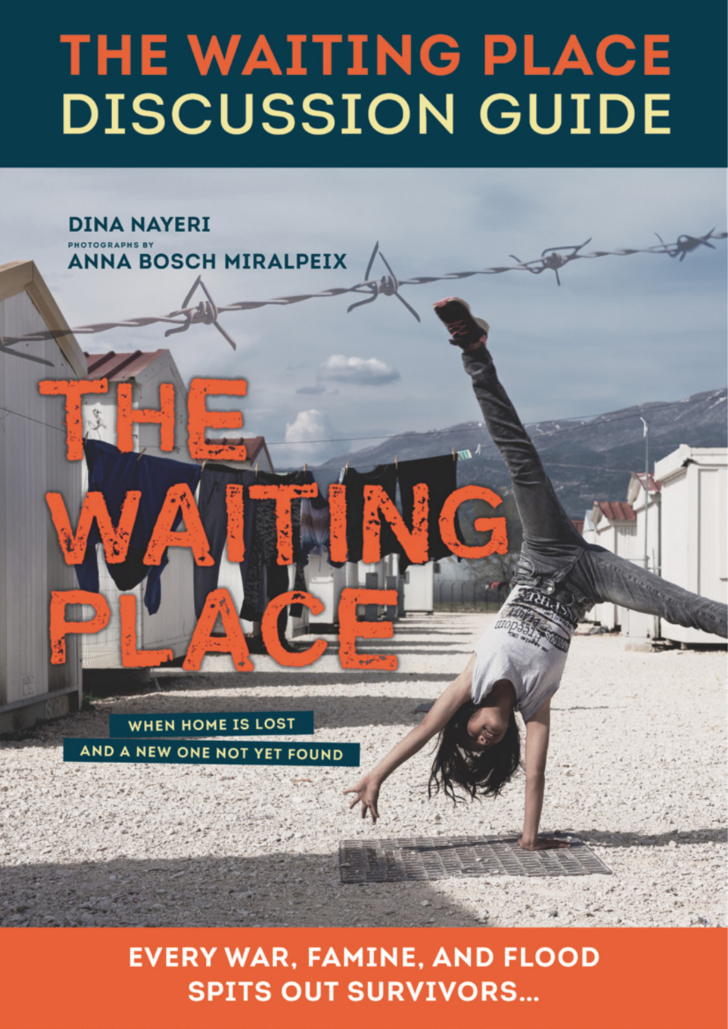# THE WAITING PLACE DISCUSSION GUIDE

DINA NAYERI

PHOTOGRAPHS BY

ANNA BOSCH MIRALPEIX

THE WAITING PLACE

WHEN HOME IS LOST

AND A NEW ONE NOT YET FOUND

EVERY WAR, FAMINE, AND FLOOD SPITS OUT SURVIVORS...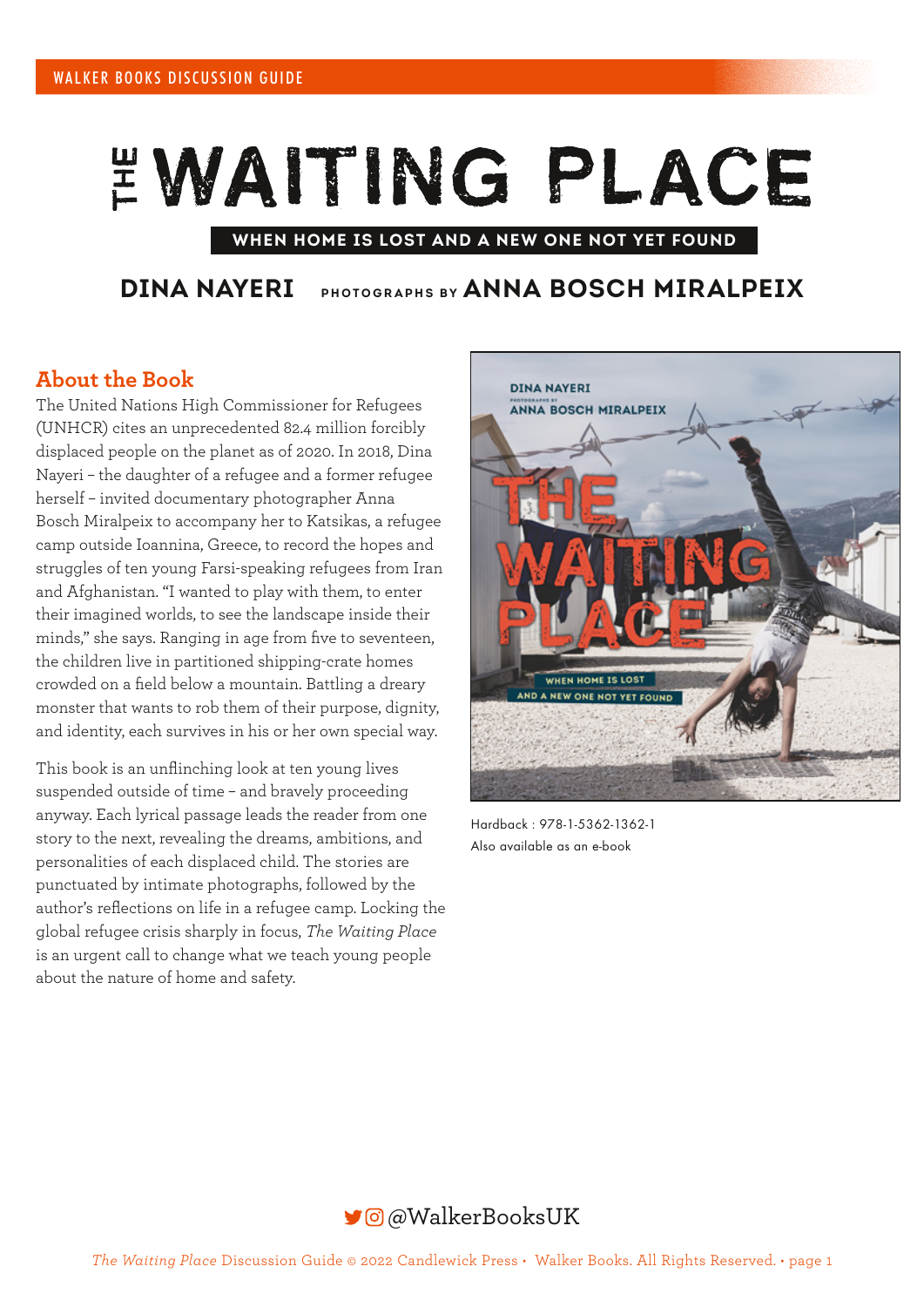# THE WAITING PLACE

**WHEN HOME IS LOST AND A NEW ONE NOT YET FOUND**

**DINA NAYERI** PHOTOGRAPHS BY **ANNA BOSCH MIRALPEIX**

## About the Book

The United Nations High Commissioner for Refugees (UNHCR) cites an unprecedented 82.4 million forcibly displaced people on the planet as of 2020. In 2018, Dina Nayeri – the daughter of a refugee and a former refugee herself – invited documentary photographer Anna Bosch Miralpeix to accompany her to Katsikas, a refugee camp outside Ioannina, Greece, to record the hopes and struggles of ten young Farsi-speaking refugees from Iran and Afghanistan. "I wanted to play with them, to enter their imagined worlds, to see the landscape inside their minds," she says. Ranging in age from five to seventeen, the children live in partitioned shipping-crate homes crowded on a field below a mountain. Battling a dreary monster that wants to rob them of their purpose, dignity, and identity, each survives in his or her own special way.

This book is an unflinching look at ten young lives suspended outside of time – and bravely proceeding anyway. Each lyrical passage leads the reader from one story to the next, revealing the dreams, ambitions, and personalities of each displaced child. The stories are punctuated by intimate photographs, followed by the author's reflections on life in a refugee camp. Locking the global refugee crisis sharply in focus, *The Waiting Place* is an urgent call to change what we teach young people about the nature of home and safety.

Hardback : 978-1-5362-1362-1
Also available as an e-book

@WalkerBooksUK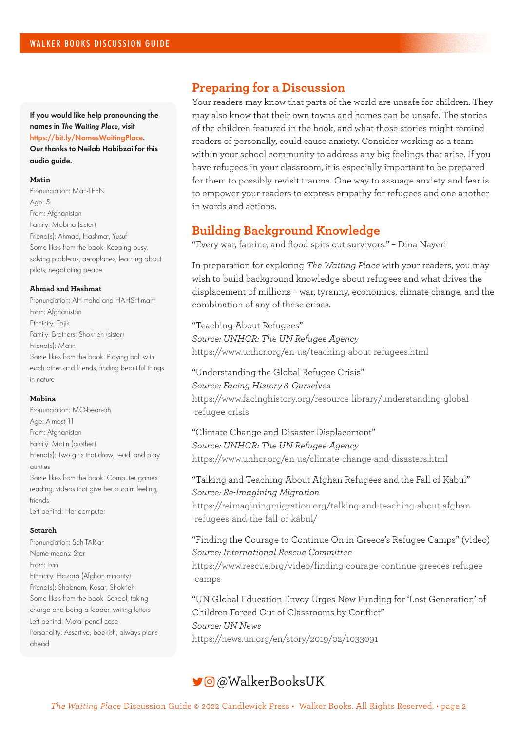**If you would like help pronouncing the names in *The Waiting Place*, visit https://bit.ly/NamesWaitingPlace. Our thanks to Neilab Habibzai for this audio guide.**

**Matin**
Pronunciation: Mah-TEEN
Age: 5
From: Afghanistan
Family: Mobina (sister)
Friend(s): Ahmad, Hashmat, Yusuf
Some likes from the book: Keeping busy, solving problems, aeroplanes, learning about pilots, negotiating peace

**Ahmad and Hashmat**
Pronunciation: AH-mahd and HAHSH-maht
From: Afghanistan
Ethnicity: Tajik
Family: Brothers; Shokrieh (sister)
Friend(s): Matin
Some likes from the book: Playing ball with each other and friends, finding beautiful things in nature

**Mobina**
Pronunciation: MO-bean-ah
Age: Almost 11
From: Afghanistan
Family: Matin (brother)
Friend(s): Two girls that draw, read, and play aunties
Some likes from the book: Computer games, reading, videos that give her a calm feeling, friends
Left behind: Her computer

**Setareh**
Pronunciation: Seh-TAR-ah
Name means: Star
From: Iran
Ethnicity: Hazara (Afghan minority)
Friend(s): Shabnam, Kosar, Shokrieh
Some likes from the book: School, taking charge and being a leader, writing letters
Left behind: Metal pencil case
Personality: Assertive, bookish, always plans ahead

## Preparing for a Discussion

Your readers may know that parts of the world are unsafe for children. They may also know that their own towns and homes can be unsafe. The stories of the children featured in the book, and what those stories might remind readers of personally, could cause anxiety. Consider working as a team within your school community to address any big feelings that arise. If you have refugees in your classroom, it is especially important to be prepared for them to possibly revisit trauma. One way to assuage anxiety and fear is to empower your readers to express empathy for refugees and one another in words and actions.

## Building Background Knowledge

"Every war, famine, and flood spits out survivors." – Dina Nayeri

In preparation for exploring *The Waiting Place* with your readers, you may wish to build background knowledge about refugees and what drives the displacement of millions – war, tyranny, economics, climate change, and the combination of any of these crises.

"Teaching About Refugees"
*Source: UNHCR: The UN Refugee Agency*
https://www.unhcr.org/en-us/teaching-about-refugees.html

"Understanding the Global Refugee Crisis"
*Source: Facing History & Ourselves*
https://www.facinghistory.org/resource-library/understanding-global-refugee-crisis

"Climate Change and Disaster Displacement"
*Source: UNHCR: The UN Refugee Agency*
https://www.unhcr.org/en-us/climate-change-and-disasters.html

"Talking and Teaching About Afghan Refugees and the Fall of Kabul"
*Source: Re-Imagining Migration*
https://reimaginingmigration.org/talking-and-teaching-about-afghan-refugees-and-the-fall-of-kabul/

"Finding the Courage to Continue On in Greece's Refugee Camps" (video)
*Source: International Rescue Committee*
https://www.rescue.org/video/finding-courage-continue-greeces-refugee-camps

"UN Global Education Envoy Urges New Funding for 'Lost Generation' of Children Forced Out of Classrooms by Conflict"
*Source: UN News*
https://news.un.org/en/story/2019/02/1033091

@WalkerBooksUK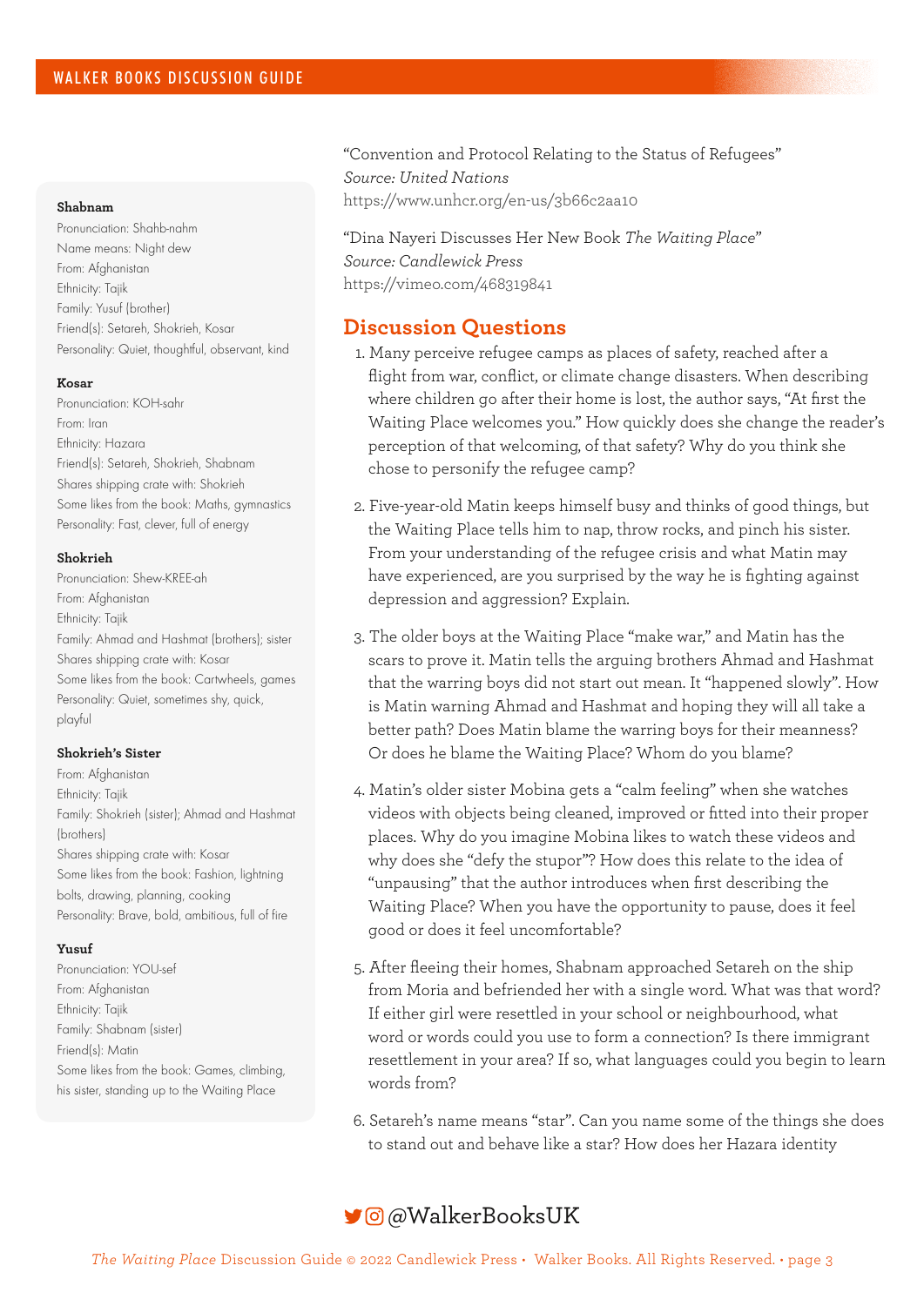**Shabnam**

Pronunciation: Shahb-nahm
Name means: Night dew
From: Afghanistan
Ethnicity: Tajik
Family: Yusuf (brother)
Friend(s): Setareh, Shokrieh, Kosar
Personality: Quiet, thoughtful, observant, kind

**Kosar**

Pronunciation: KOH-sahr
From: Iran
Ethnicity: Hazara
Friend(s): Setareh, Shokrieh, Shabnam
Shares shipping crate with: Shokrieh
Some likes from the book: Maths, gymnastics
Personality: Fast, clever, full of energy

**Shokrieh**

Pronunciation: Shew-KREE-ah
From: Afghanistan
Ethnicity: Tajik
Family: Ahmad and Hashmat (brothers); sister
Shares shipping crate with: Kosar
Some likes from the book: Cartwheels, games
Personality: Quiet, sometimes shy, quick, playful

**Shokrieh's Sister**

From: Afghanistan
Ethnicity: Tajik
Family: Shokrieh (sister); Ahmad and Hashmat (brothers)
Shares shipping crate with: Kosar
Some likes from the book: Fashion, lightning bolts, drawing, planning, cooking
Personality: Brave, bold, ambitious, full of fire

**Yusuf**

Pronunciation: YOU-sef
From: Afghanistan
Ethnicity: Tajik
Family: Shabnam (sister)
Friend(s): Matin
Some likes from the book: Games, climbing, his sister, standing up to the Waiting Place

"Convention and Protocol Relating to the Status of Refugees"
*Source: United Nations*
https://www.unhcr.org/en-us/3b66c2aa10

"Dina Nayeri Discusses Her New Book *The Waiting Place*"
*Source: Candlewick Press*
https://vimeo.com/468319841

## Discussion Questions

1. Many perceive refugee camps as places of safety, reached after a flight from war, conflict, or climate change disasters. When describing where children go after their home is lost, the author says, "At first the Waiting Place welcomes you." How quickly does she change the reader's perception of that welcoming, of that safety? Why do you think she chose to personify the refugee camp?
2. Five-year-old Matin keeps himself busy and thinks of good things, but the Waiting Place tells him to nap, throw rocks, and pinch his sister. From your understanding of the refugee crisis and what Matin may have experienced, are you surprised by the way he is fighting against depression and aggression? Explain.
3. The older boys at the Waiting Place "make war," and Matin has the scars to prove it. Matin tells the arguing brothers Ahmad and Hashmat that the warring boys did not start out mean. It "happened slowly". How is Matin warning Ahmad and Hashmat and hoping they will all take a better path? Does Matin blame the warring boys for their meanness? Or does he blame the Waiting Place? Whom do you blame?
4. Matin's older sister Mobina gets a "calm feeling" when she watches videos with objects being cleaned, improved or fitted into their proper places. Why do you imagine Mobina likes to watch these videos and why does she "defy the stupor"? How does this relate to the idea of "unpausing" that the author introduces when first describing the Waiting Place? When you have the opportunity to pause, does it feel good or does it feel uncomfortable?
5. After fleeing their homes, Shabnam approached Setareh on the ship from Moria and befriended her with a single word. What was that word? If either girl were resettled in your school or neighbourhood, what word or words could you use to form a connection? Is there immigrant resettlement in your area? If so, what languages could you begin to learn words from?
6. Setareh's name means "star". Can you name some of the things she does to stand out and behave like a star? How does her Hazara identity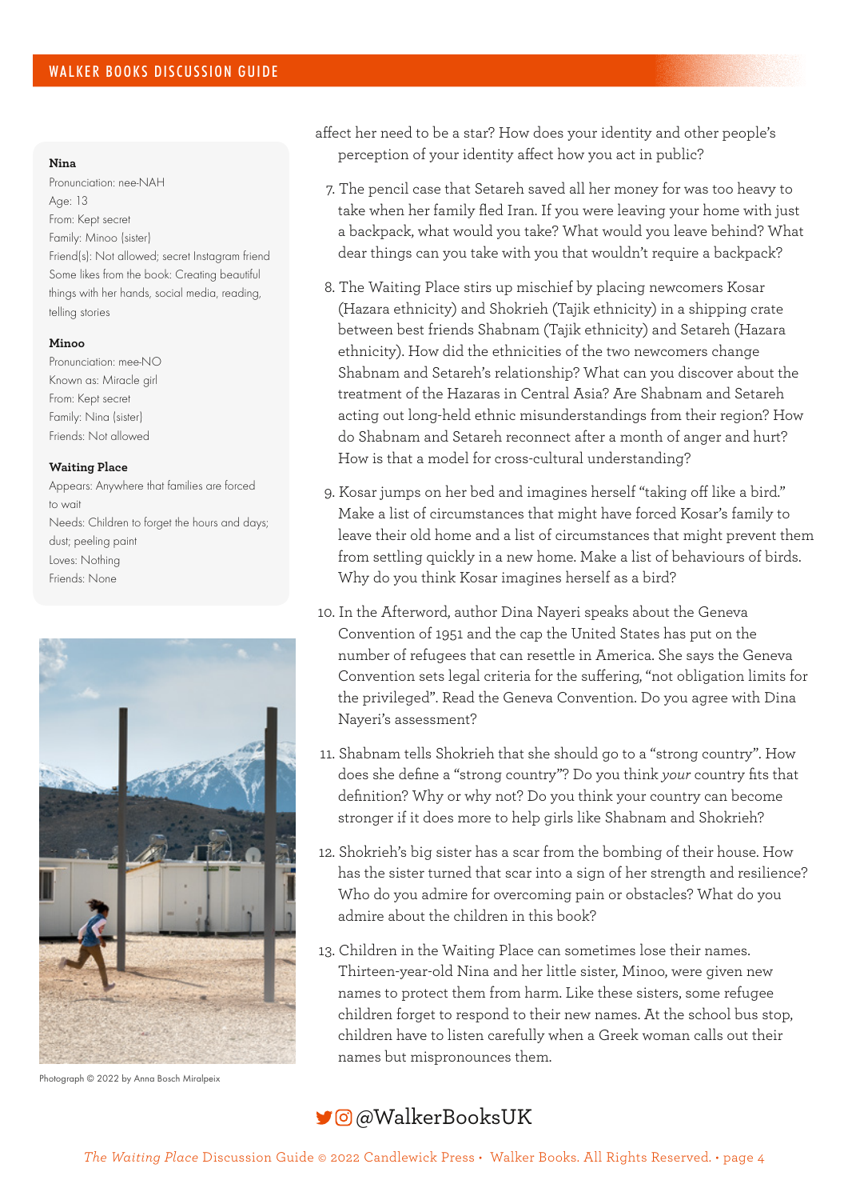**Nina**

Pronunciation: nee-NAH
Age: 13
From: Kept secret
Family: Minoo (sister)
Friend(s): Not allowed; secret Instagram friend
Some likes from the book: Creating beautiful things with her hands, social media, reading, telling stories

**Minoo**

Pronunciation: mee-NO
Known as: Miracle girl
From: Kept secret
Family: Nina (sister)
Friends: Not allowed

**Waiting Place**

Appears: Anywhere that families are forced to wait
Needs: Children to forget the hours and days; dust; peeling paint
Loves: Nothing
Friends: None

Photograph © 2022 by Anna Bosch Miralpeix

affect her need to be a star? How does your identity and other people's perception of your identity affect how you act in public?

7. The pencil case that Setareh saved all her money for was too heavy to take when her family fled Iran. If you were leaving your home with just a backpack, what would you take? What would you leave behind? What dear things can you take with you that wouldn't require a backpack?

8. The Waiting Place stirs up mischief by placing newcomers Kosar (Hazara ethnicity) and Shokrieh (Tajik ethnicity) in a shipping crate between best friends Shabnam (Tajik ethnicity) and Setareh (Hazara ethnicity). How did the ethnicities of the two newcomers change Shabnam and Setareh's relationship? What can you discover about the treatment of the Hazaras in Central Asia? Are Shabnam and Setareh acting out long-held ethnic misunderstandings from their region? How do Shabnam and Setareh reconnect after a month of anger and hurt? How is that a model for cross-cultural understanding?

9. Kosar jumps on her bed and imagines herself "taking off like a bird." Make a list of circumstances that might have forced Kosar's family to leave their old home and a list of circumstances that might prevent them from settling quickly in a new home. Make a list of behaviours of birds. Why do you think Kosar imagines herself as a bird?

10. In the Afterword, author Dina Nayeri speaks about the Geneva Convention of 1951 and the cap the United States has put on the number of refugees that can resettle in America. She says the Geneva Convention sets legal criteria for the suffering, "not obligation limits for the privileged". Read the Geneva Convention. Do you agree with Dina Nayeri's assessment?

11. Shabnam tells Shokrieh that she should go to a "strong country". How does she define a "strong country"? Do you think *your* country fits that definition? Why or why not? Do you think your country can become stronger if it does more to help girls like Shabnam and Shokrieh?

12. Shokrieh's big sister has a scar from the bombing of their house. How has the sister turned that scar into a sign of her strength and resilience? Who do you admire for overcoming pain or obstacles? What do you admire about the children in this book?

13. Children in the Waiting Place can sometimes lose their names. Thirteen-year-old Nina and her little sister, Minoo, were given new names to protect them from harm. Like these sisters, some refugee children forget to respond to their new names. At the school bus stop, children have to listen carefully when a Greek woman calls out their names but mispronounces them.

@WalkerBooksUK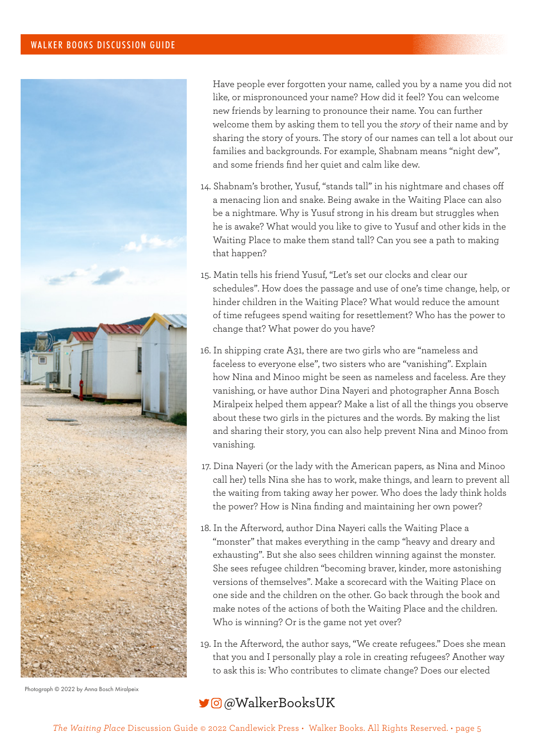Have people ever forgotten your name, called you by a name you did not like, or mispronounced your name? How did it feel? You can welcome new friends by learning to pronounce their name. You can further welcome them by asking them to tell you the *story* of their name and by sharing the story of yours. The story of our names can tell a lot about our families and backgrounds. For example, Shabnam means "night dew", and some friends find her quiet and calm like dew.

14. Shabnam's brother, Yusuf, "stands tall" in his nightmare and chases off a menacing lion and snake. Being awake in the Waiting Place can also be a nightmare. Why is Yusuf strong in his dream but struggles when he is awake? What would you like to give to Yusuf and other kids in the Waiting Place to make them stand tall? Can you see a path to making that happen?

15. Matin tells his friend Yusuf, "Let's set our clocks and clear our schedules". How does the passage and use of one's time change, help, or hinder children in the Waiting Place? What would reduce the amount of time refugees spend waiting for resettlement? Who has the power to change that? What power do you have?

16. In shipping crate A31, there are two girls who are "nameless and faceless to everyone else", two sisters who are "vanishing". Explain how Nina and Minoo might be seen as nameless and faceless. Are they vanishing, or have author Dina Nayeri and photographer Anna Bosch Miralpeix helped them appear? Make a list of all the things you observe about these two girls in the pictures and the words. By making the list and sharing their story, you can also help prevent Nina and Minoo from vanishing.

17. Dina Nayeri (or the lady with the American papers, as Nina and Minoo call her) tells Nina she has to work, make things, and learn to prevent all the waiting from taking away her power. Who does the lady think holds the power? How is Nina finding and maintaining her own power?

18. In the Afterword, author Dina Nayeri calls the Waiting Place a "monster" that makes everything in the camp "heavy and dreary and exhausting". But she also sees children winning against the monster. She sees refugee children "becoming braver, kinder, more astonishing versions of themselves". Make a scorecard with the Waiting Place on one side and the children on the other. Go back through the book and make notes of the actions of both the Waiting Place and the children. Who is winning? Or is the game not yet over?

19. In the Afterword, the author says, "We create refugees." Does she mean that you and I personally play a role in creating refugees? Another way to ask this is: Who contributes to climate change? Does our elected

Photograph © 2022 by Anna Bosch Miralpeix

@WalkerBooksUK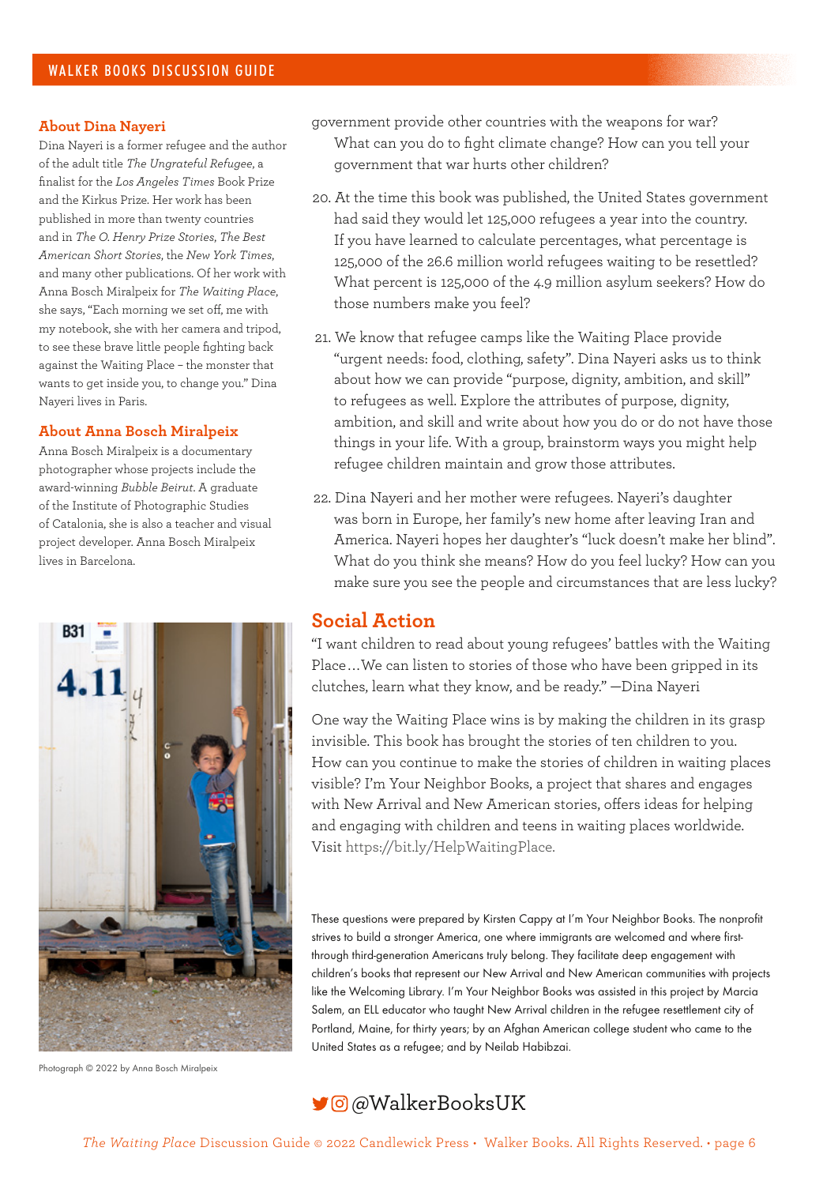## About Dina Nayeri

Dina Nayeri is a former refugee and the author of the adult title *The Ungrateful Refugee*, a finalist for the *Los Angeles Times* Book Prize and the Kirkus Prize. Her work has been published in more than twenty countries and in *The O. Henry Prize Stories*, *The Best American Short Stories*, the *New York Times*, and many other publications. Of her work with Anna Bosch Miralpeix for *The Waiting Place*, she says, "Each morning we set off, me with my notebook, she with her camera and tripod, to see these brave little people fighting back against the Waiting Place – the monster that wants to get inside you, to change you." Dina Nayeri lives in Paris.

## About Anna Bosch Miralpeix

Anna Bosch Miralpeix is a documentary photographer whose projects include the award-winning *Bubble Beirut*. A graduate of the Institute of Photographic Studies of Catalonia, she is also a teacher and visual project developer. Anna Bosch Miralpeix lives in Barcelona.

Photograph © 2022 by Anna Bosch Miralpeix

government provide other countries with the weapons for war? What can you do to fight climate change? How can you tell your government that war hurts other children?

20. At the time this book was published, the United States government had said they would let 125,000 refugees a year into the country. If you have learned to calculate percentages, what percentage is 125,000 of the 26.6 million world refugees waiting to be resettled? What percent is 125,000 of the 4.9 million asylum seekers? How do those numbers make you feel?

21. We know that refugee camps like the Waiting Place provide "urgent needs: food, clothing, safety". Dina Nayeri asks us to think about how we can provide "purpose, dignity, ambition, and skill" to refugees as well. Explore the attributes of purpose, dignity, ambition, and skill and write about how you do or do not have those things in your life. With a group, brainstorm ways you might help refugee children maintain and grow those attributes.

22. Dina Nayeri and her mother were refugees. Nayeri's daughter was born in Europe, her family's new home after leaving Iran and America. Nayeri hopes her daughter's "luck doesn't make her blind". What do you think she means? How do you feel lucky? How can you make sure you see the people and circumstances that are less lucky?

## Social Action

"I want children to read about young refugees' battles with the Waiting Place…We can listen to stories of those who have been gripped in its clutches, learn what they know, and be ready." —Dina Nayeri

One way the Waiting Place wins is by making the children in its grasp invisible. This book has brought the stories of ten children to you. How can you continue to make the stories of children in waiting places visible? I'm Your Neighbor Books, a project that shares and engages with New Arrival and New American stories, offers ideas for helping and engaging with children and teens in waiting places worldwide. Visit https://bit.ly/HelpWaitingPlace.

These questions were prepared by Kirsten Cappy at I'm Your Neighbor Books. The nonprofit strives to build a stronger America, one where immigrants are welcomed and where first-through third-generation Americans truly belong. They facilitate deep engagement with children's books that represent our New Arrival and New American communities with projects like the Welcoming Library. I'm Your Neighbor Books was assisted in this project by Marcia Salem, an ELL educator who taught New Arrival children in the refugee resettlement city of Portland, Maine, for thirty years; by an Afghan American college student who came to the United States as a refugee; and by Neilab Habibzai.

@WalkerBooksUK